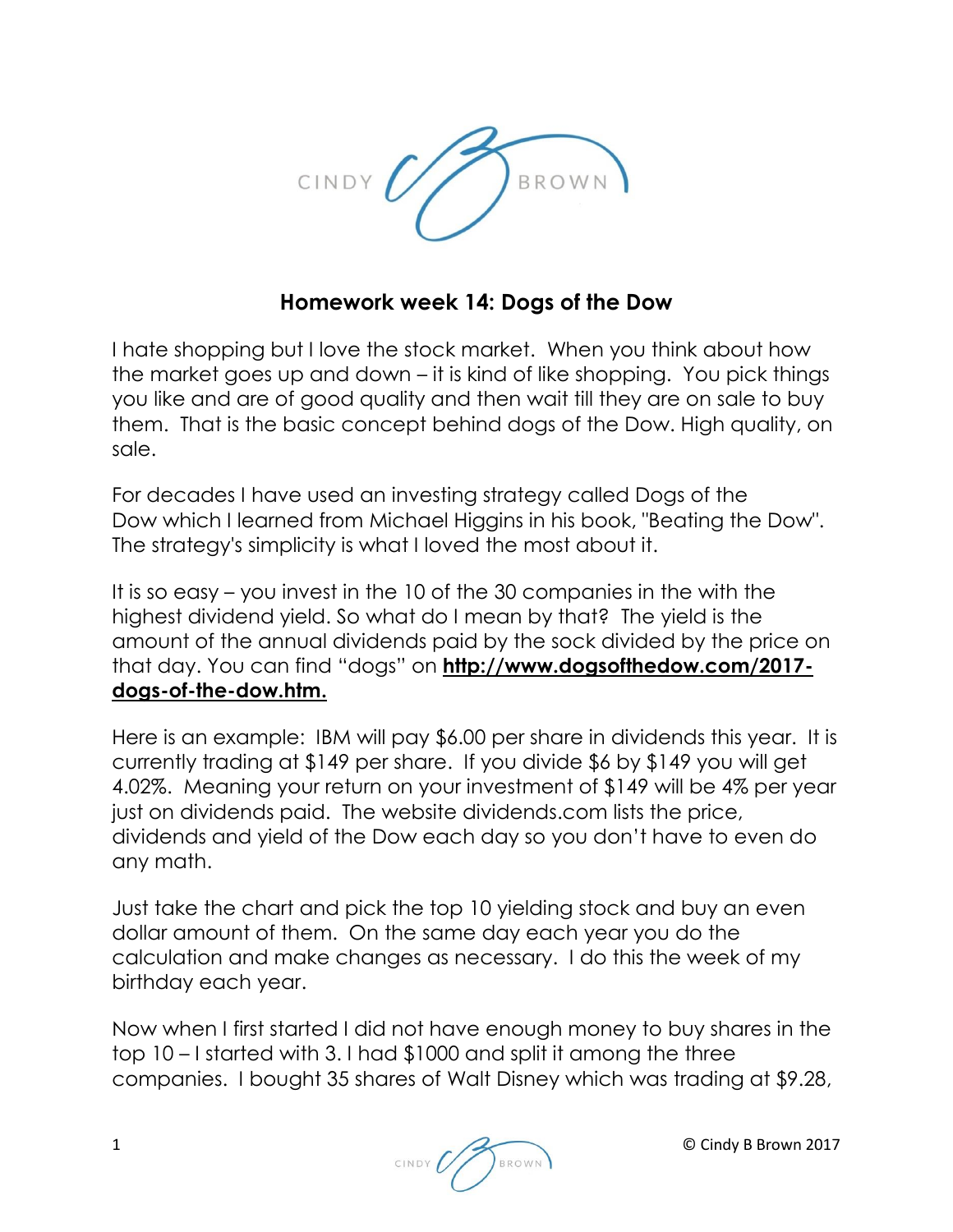## Homework week 14: Dogs of the Dow

I hate shopping but I love the stock market. When you think about how the market goes up and down – it is kind of like shopping. You pick things you like and are of good quality and then wait till they are on sale to buy them. That is the basic concept behind dogs of the Dow. High quality, on sale.

For decades I have used an investing strategy called Dogs of the Dow which I learned from Michael Higgins in his book, "Beating the Dow". The strategy's simplicity is what I loved the most about it.

It is so easy – you invest in the 10 of the 30 companies in the with the highest dividend yield. So what do I mean by that? The yield is the amount of the annual dividends paid by the sock divided by the price on that day. You can find "dogs" on **http://www.dogsofthedow.com/2017-dogs-of-the-dow.htm.**

Here is an example: IBM will pay $6.00 per share in dividends this year. It is currently trading at $149 per share. If you divide $6 by $149 you will get 4.02%. Meaning your return on your investment of $149 will be 4% per year just on dividends paid. The website dividends.com lists the price, dividends and yield of the Dow each day so you don't have to even do any math.

Just take the chart and pick the top 10 yielding stock and buy an even dollar amount of them. On the same day each year you do the calculation and make changes as necessary. I do this the week of my birthday each year.

Now when I first started I did not have enough money to buy shares in the top 10 – I started with 3. I had $1000 and split it among the three companies. I bought 35 shares of Walt Disney which was trading at $9.28,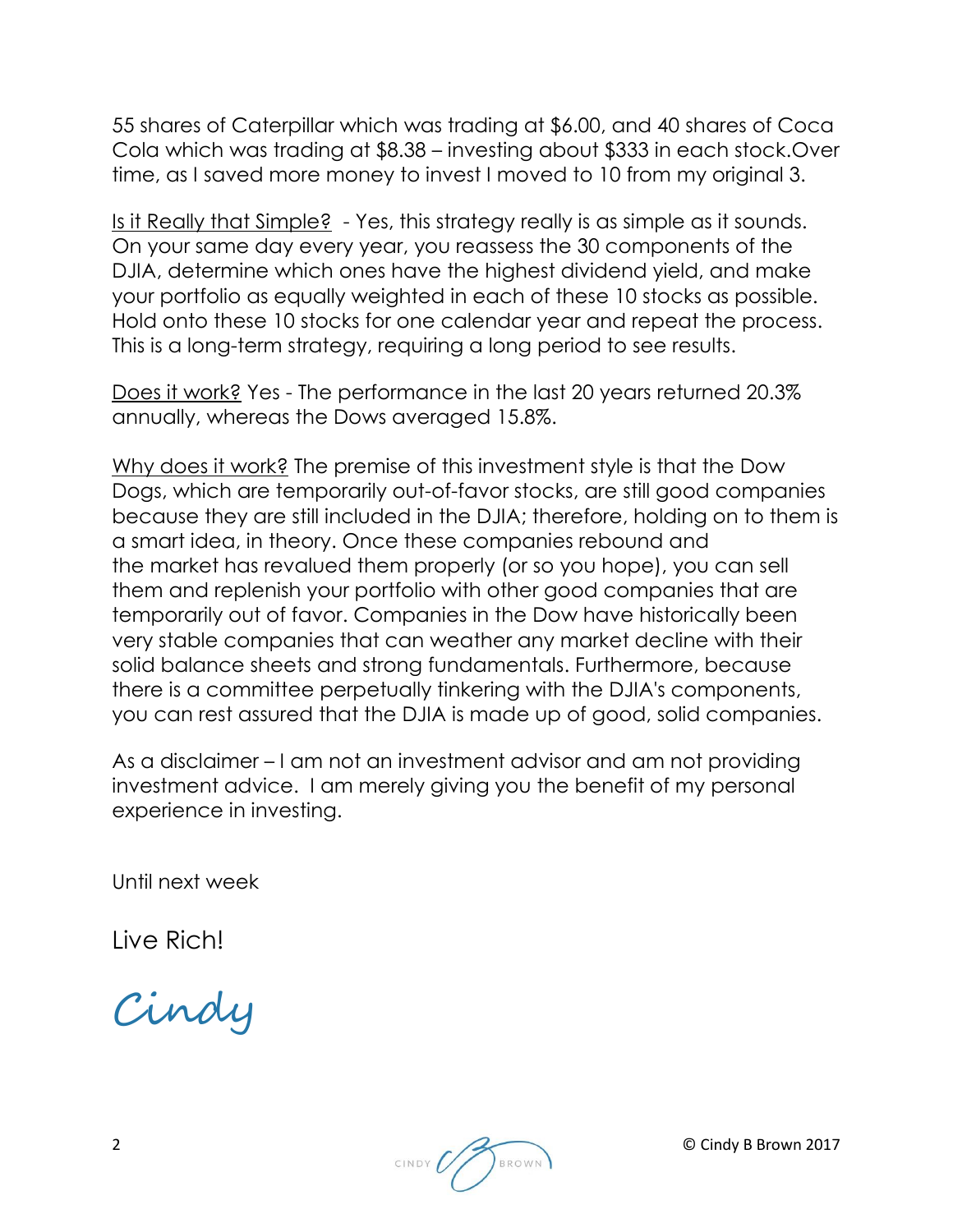55 shares of Caterpillar which was trading at $6.00, and 40 shares of Coca Cola which was trading at $8.38 – investing about $333 in each stock.Over time, as I saved more money to invest I moved to 10 from my original 3.

<u>Is it Really that Simple?</u> - Yes, this strategy really is as simple as it sounds. On your same day every year, you reassess the 30 components of the DJIA, determine which ones have the highest dividend yield, and make your portfolio as equally weighted in each of these 10 stocks as possible. Hold onto these 10 stocks for one calendar year and repeat the process. This is a long-term strategy, requiring a long period to see results.

<u>Does it work?</u> Yes - The performance in the last 20 years returned 20.3% annually, whereas the Dows averaged 15.8%.

<u>Why does it work?</u> The premise of this investment style is that the Dow Dogs, which are temporarily out-of-favor stocks, are still good companies because they are still included in the DJIA; therefore, holding on to them is a smart idea, in theory. Once these companies rebound and the market has revalued them properly (or so you hope), you can sell them and replenish your portfolio with other good companies that are temporarily out of favor. Companies in the Dow have historically been very stable companies that can weather any market decline with their solid balance sheets and strong fundamentals. Furthermore, because there is a committee perpetually tinkering with the DJIA's components, you can rest assured that the DJIA is made up of good, solid companies.

As a disclaimer – I am not an investment advisor and am not providing investment advice. I am merely giving you the benefit of my personal experience in investing.

Until next week

Live Rich!

Cindy

© Cindy B Brown 2017